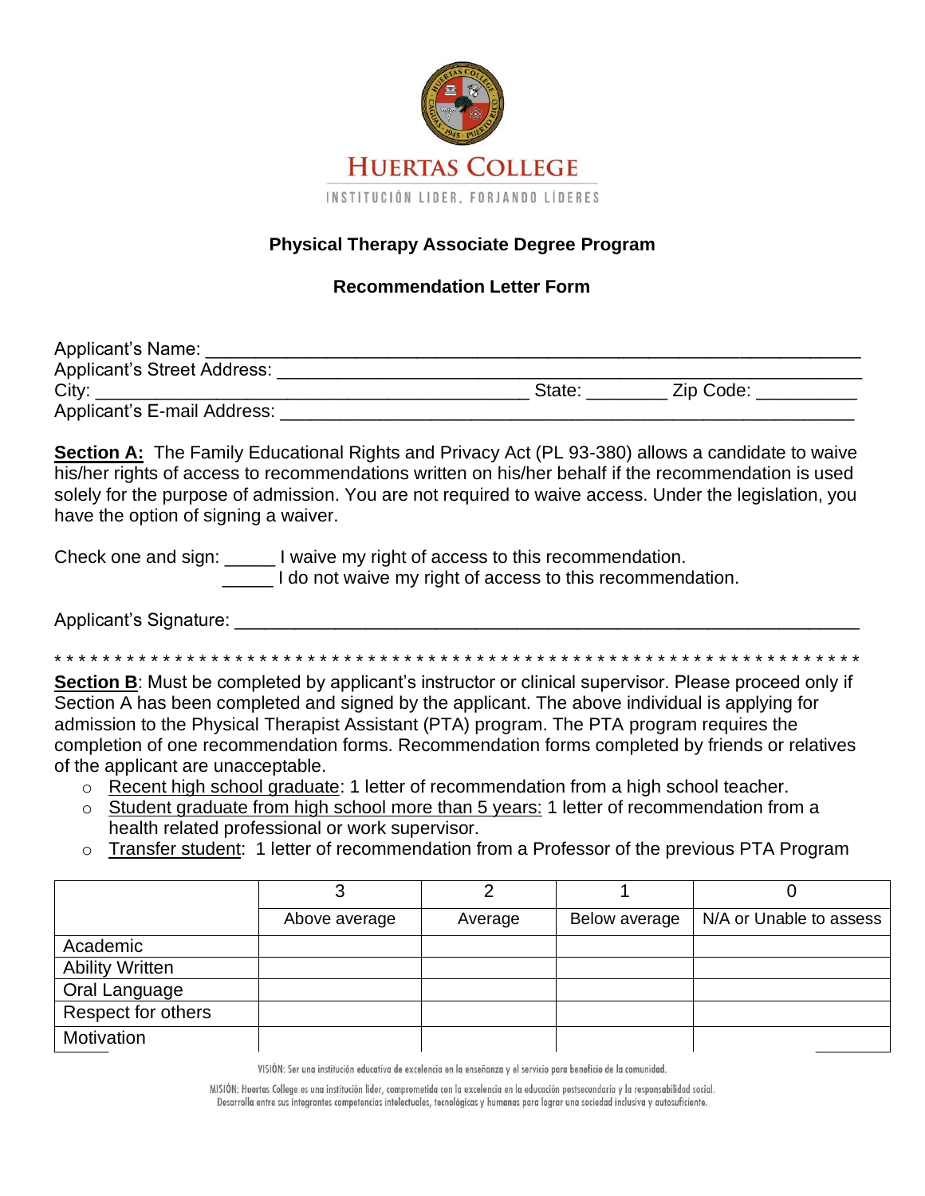# HUERTAS COLLEGE

INSTITUCIÓN LIDER, FORJANDO LÍDERES

## Physical Therapy Associate Degree Program

### Recommendation Letter Form

Applicant's Name: ______________________________________________________________

Applicant's Street Address: _______________________________________________________

City: _________________________________________ State: ________ Zip Code: __________

Applicant's E-mail Address: ______________________________________________________

**Section A:** The Family Educational Rights and Privacy Act (PL 93-380) allows a candidate to waive his/her rights of access to recommendations written on his/her behalf if the recommendation is used solely for the purpose of admission. You are not required to waive access. Under the legislation, you have the option of signing a waiver.

Check one and sign: _____ I waive my right of access to this recommendation.
_____ I do not waive my right of access to this recommendation.

Applicant's Signature: ___________________________________________________________

* * * * * * * * * * * * * * * * * * * * * * * * * * * * * * * * * * * * * * * * * * * * * * * * * * * * * * * * * * * * * * * * * * * * *

**Section B**: Must be completed by applicant's instructor or clinical supervisor. Please proceed only if Section A has been completed and signed by the applicant. The above individual is applying for admission to the Physical Therapist Assistant (PTA) program. The PTA program requires the completion of one recommendation forms. Recommendation forms completed by friends or relatives of the applicant are unacceptable.

- Recent high school graduate: 1 letter of recommendation from a high school teacher.
- Student graduate from high school more than 5 years: 1 letter of recommendation from a health related professional or work supervisor.
- Transfer student: 1 letter of recommendation from a Professor of the previous PTA Program

| | 3 | 2 | 1 | 0 |
|---|---|---|---|---|
| | Above average | Average | Below average | N/A or Unable to assess |
| Academic | | | | |
| Ability Written | | | | |
| Oral Language | | | | |
| Respect for others | | | | |
| Motivation | | | | |

VISIÓN: Ser una institución educativa de excelencia en la enseñanza y el servicio para beneficio de la comunidad.

MISIÓN: Huertas College es una institución líder, comprometida con la excelencia en la educación postsecundaria y la responsabilidad social. Desarrolla entre sus integrantes competencias intelectuales, tecnológicas y humanas para lograr una sociedad inclusiva y autosuficiente.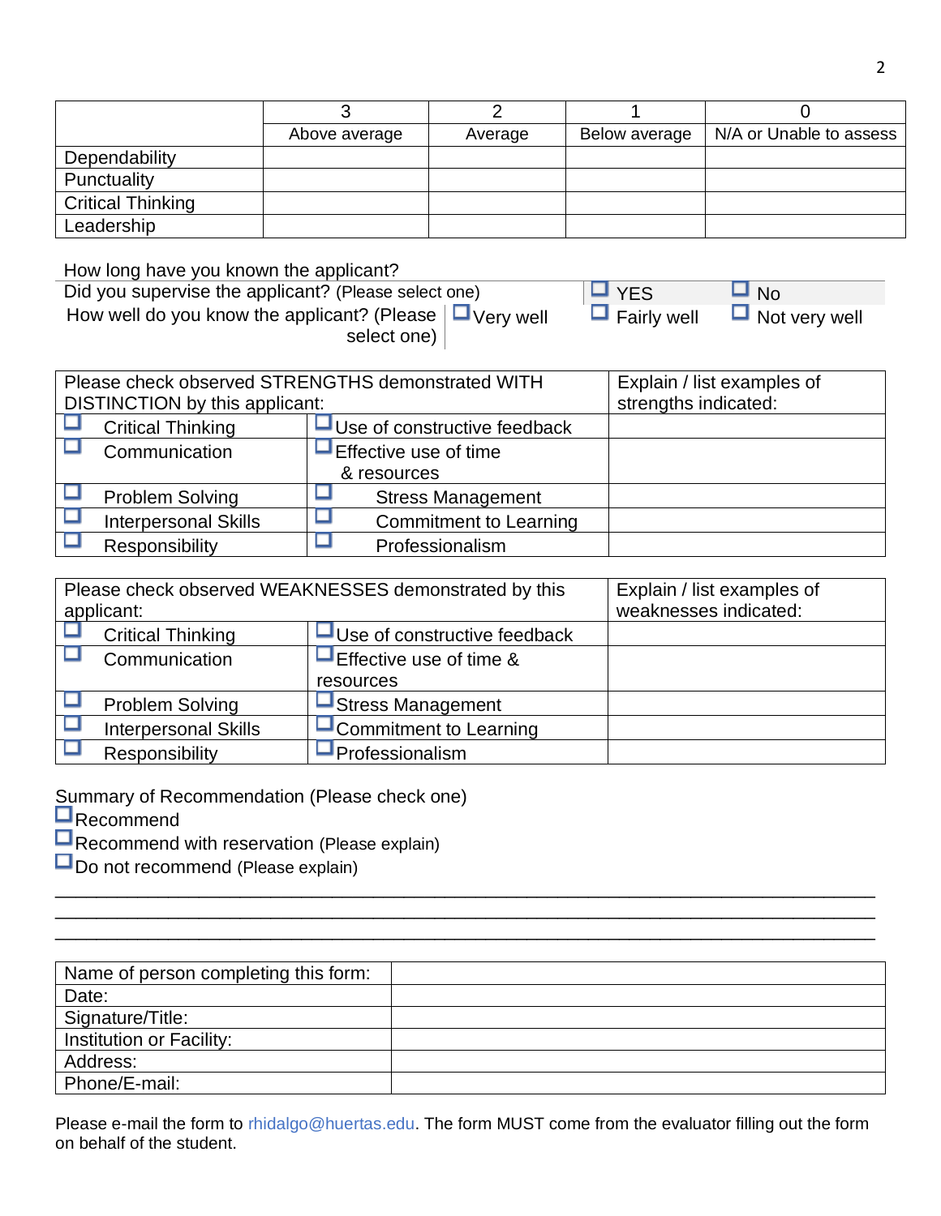| | 3<br>Above average | 2<br>Average | 1<br>Below average | 0<br>N/A or Unable to assess |
|---|---|---|---|---|
| Dependability | | | | |
| Punctuality | | | | |
| Critical Thinking | | | | |
| Leadership | | | | |

How long have you known the applicant?

| | | | |
|---|---|---|---|
| Did you supervise the applicant? (Please select one) | | ☐ YES | ☐ No |
| How well do you know the applicant? (Please select one) | ☐ Very well | ☐ Fairly well | ☐ Not very well |

| Please check observed STRENGTHS demonstrated WITH DISTINCTION by this applicant: | | Explain / list examples of strengths indicated: |
|---|---|---|
| ☐ Critical Thinking | ☐ Use of constructive feedback | |
| ☐ Communication | ☐ Effective use of time & resources | |
| ☐ Problem Solving | ☐ Stress Management | |
| ☐ Interpersonal Skills | ☐ Commitment to Learning | |
| ☐ Responsibility | ☐ Professionalism | |

| Please check observed WEAKNESSES demonstrated by this applicant: | | Explain / list examples of weaknesses indicated: |
|---|---|---|
| ☐ Critical Thinking | ☐ Use of constructive feedback | |
| ☐ Communication | ☐ Effective use of time & resources | |
| ☐ Problem Solving | ☐ Stress Management | |
| ☐ Interpersonal Skills | ☐ Commitment to Learning | |
| ☐ Responsibility | ☐ Professionalism | |

Summary of Recommendation (Please check one)

☐ Recommend

☐ Recommend with reservation (Please explain)

☐ Do not recommend (Please explain)

_______________________________________________________________________________

_______________________________________________________________________________

_______________________________________________________________________________

| | |
|---|---|
| Name of person completing this form: | |
| Date: | |
| Signature/Title: | |
| Institution or Facility: | |
| Address: | |
| Phone/E-mail: | |

Please e-mail the form to rhidalgo@huertas.edu. The form MUST come from the evaluator filling out the form on behalf of the student.